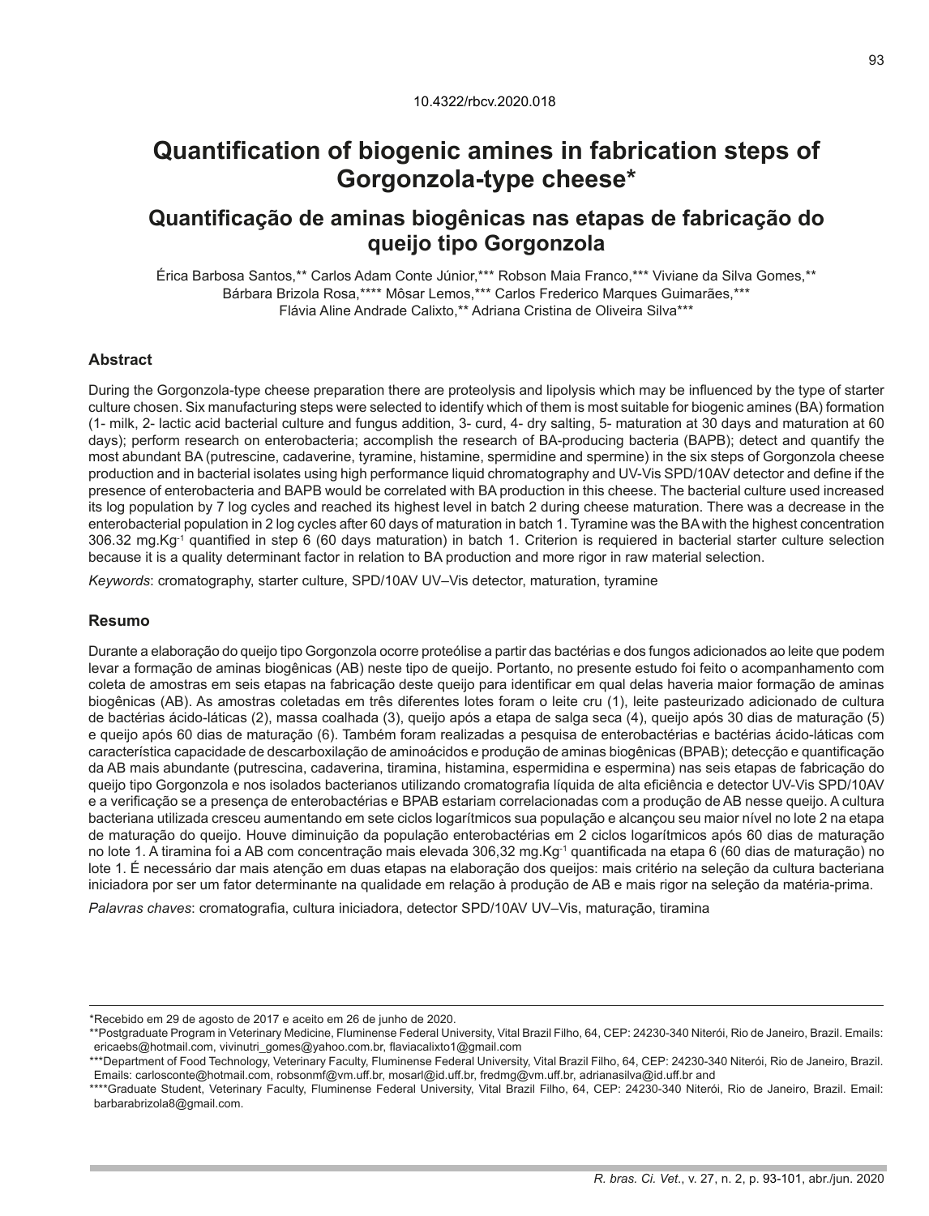10.4322/rbcv.2020.018

# Quantification of biogenic amines in fabrication steps of Gorgonzola-type cheese*

## Quantificação de aminas biogênicas nas etapas de fabricação do queijo tipo Gorgonzola

Érica Barbosa Santos,** Carlos Adam Conte Júnior,*** Robson Maia Franco,*** Viviane da Silva Gomes,** Bárbara Brizola Rosa,**** Môsar Lemos,*** Carlos Frederico Marques Guimarães,*** Flávia Aline Andrade Calixto,** Adriana Cristina de Oliveira Silva***

### Abstract

During the Gorgonzola-type cheese preparation there are proteolysis and lipolysis which may be influenced by the type of starter culture chosen. Six manufacturing steps were selected to identify which of them is most suitable for biogenic amines (BA) formation (1- milk, 2- lactic acid bacterial culture and fungus addition, 3- curd, 4- dry salting, 5- maturation at 30 days and maturation at 60 days); perform research on enterobacteria; accomplish the research of BA-producing bacteria (BAPB); detect and quantify the most abundant BA (putrescine, cadaverine, tyramine, histamine, spermidine and spermine) in the six steps of Gorgonzola cheese production and in bacterial isolates using high performance liquid chromatography and UV-Vis SPD/10AV detector and define if the presence of enterobacteria and BAPB would be correlated with BA production in this cheese. The bacterial culture used increased its log population by 7 log cycles and reached its highest level in batch 2 during cheese maturation. There was a decrease in the enterobacterial population in 2 log cycles after 60 days of maturation in batch 1. Tyramine was the BA with the highest concentration 306.32 $mg.Kg^{-1}$ quantified in step 6 (60 days maturation) in batch 1. Criterion is requiered in bacterial starter culture selection because it is a quality determinant factor in relation to BA production and more rigor in raw material selection.

*Keywords*: cromatography, starter culture, SPD/10AV UV–Vis detector, maturation, tyramine

### Resumo

Durante a elaboração do queijo tipo Gorgonzola ocorre proteólise a partir das bactérias e dos fungos adicionados ao leite que podem levar a formação de aminas biogênicas (AB) neste tipo de queijo. Portanto, no presente estudo foi feito o acompanhamento com coleta de amostras em seis etapas na fabricação deste queijo para identificar em qual delas haveria maior formação de aminas biogênicas (AB). As amostras coletadas em três diferentes lotes foram o leite cru (1), leite pasteurizado adicionado de cultura de bactérias ácido-láticas (2), massa coalhada (3), queijo após a etapa de salga seca (4), queijo após 30 dias de maturação (5) e queijo após 60 dias de maturação (6). Também foram realizadas a pesquisa de enterobactérias e bactérias ácido-láticas com característica capacidade de descarboxilação de aminoácidos e produção de aminas biogênicas (BPAB); detecção e quantificação da AB mais abundante (putrescina, cadaverina, tiramina, histamina, espermidina e espermina) nas seis etapas de fabricação do queijo tipo Gorgonzola e nos isolados bacterianos utilizando cromatografia líquida de alta eficiência e detector UV-Vis SPD/10AV e a verificação se a presença de enterobactérias e BPAB estariam correlacionadas com a produção de AB nesse queijo. A cultura bacteriana utilizada cresceu aumentando em sete ciclos logarítmicos sua população e alcançou seu maior nível no lote 2 na etapa de maturação do queijo. Houve diminuição da população enterobactérias em 2 ciclos logarítmicos após 60 dias de maturação no lote 1. A tiramina foi a AB com concentração mais elevada 306,32 $mg.Kg^{-1}$ quantificada na etapa 6 (60 dias de maturação) no lote 1. É necessário dar mais atenção em duas etapas na elaboração dos queijos: mais critério na seleção da cultura bacteriana iniciadora por ser um fator determinante na qualidade em relação à produção de AB e mais rigor na seleção da matéria-prima.

*Palavras chaves*: cromatografia, cultura iniciadora, detector SPD/10AV UV–Vis, maturação, tiramina

---

*Recebido em 29 de agosto de 2017 e aceito em 26 de junho de 2020.

**Postgraduate Program in Veterinary Medicine, Fluminense Federal University, Vital Brazil Filho, 64, CEP: 24230-340 Niterói, Rio de Janeiro, Brazil. Emails: ericaebs@hotmail.com, vivinutri_gomes@yahoo.com.br, flaviacalixto1@gmail.com

***Department of Food Technology, Veterinary Faculty, Fluminense Federal University, Vital Brazil Filho, 64, CEP: 24230-340 Niterói, Rio de Janeiro, Brazil. Emails: carlosconte@hotmail.com, robsonmf@vm.uff.br, mosarl@id.uff.br, fredmg@vm.uff.br, adrianasilva@id.uff.br and

****Graduate Student, Veterinary Faculty, Fluminense Federal University, Vital Brazil Filho, 64, CEP: 24230-340 Niterói, Rio de Janeiro, Brazil. Email: barbarabrizola8@gmail.com.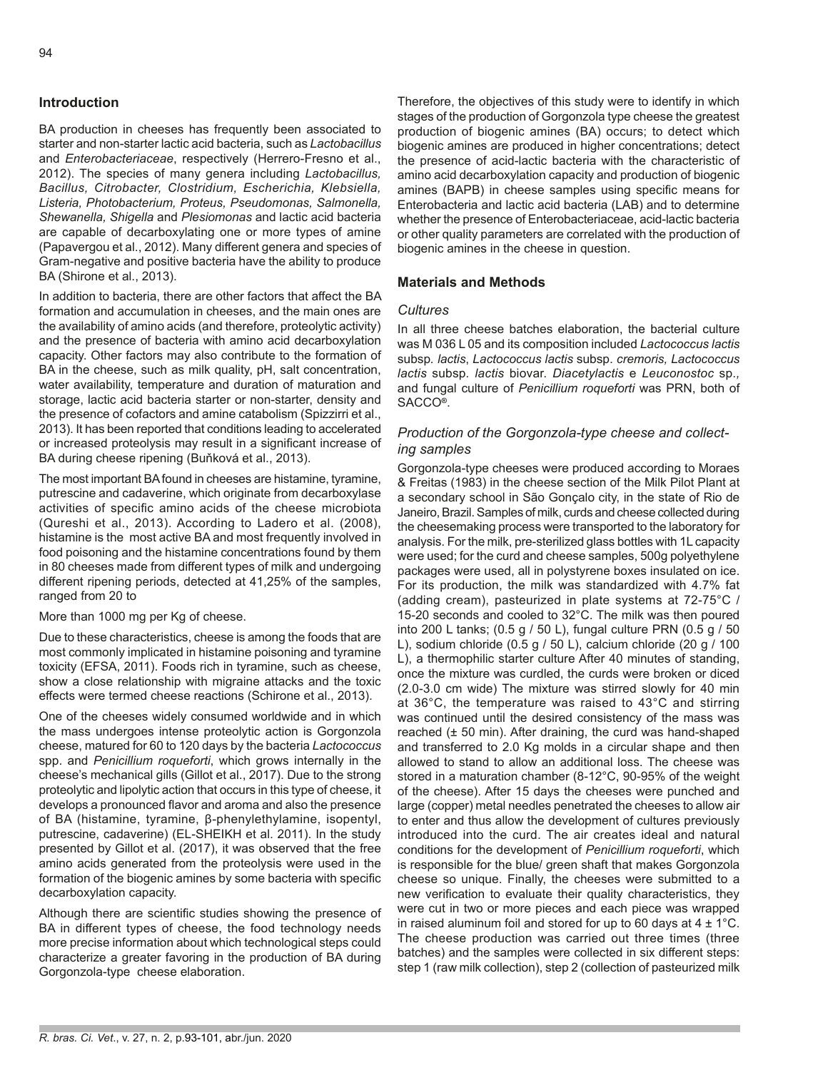## Introduction

BA production in cheeses has frequently been associated to starter and non-starter lactic acid bacteria, such as *Lactobacillus* and *Enterobacteriaceae*, respectively (Herrero-Fresno et al., 2012). The species of many genera including *Lactobacillus, Bacillus, Citrobacter, Clostridium, Escherichia, Klebsiella, Listeria, Photobacterium, Proteus, Pseudomonas, Salmonella, Shewanella, Shigella* and *Plesiomonas* and lactic acid bacteria are capable of decarboxylating one or more types of amine (Papavergou et al., 2012). Many different genera and species of Gram-negative and positive bacteria have the ability to produce BA (Shirone et al., 2013).

In addition to bacteria, there are other factors that affect the BA formation and accumulation in cheeses, and the main ones are the availability of amino acids (and therefore, proteolytic activity) and the presence of bacteria with amino acid decarboxylation capacity. Other factors may also contribute to the formation of BA in the cheese, such as milk quality, pH, salt concentration, water availability, temperature and duration of maturation and storage, lactic acid bacteria starter or non-starter, density and the presence of cofactors and amine catabolism (Spizzirri et al., 2013). It has been reported that conditions leading to accelerated or increased proteolysis may result in a significant increase of BA during cheese ripening (Buňková et al., 2013).

The most important BA found in cheeses are histamine, tyramine, putrescine and cadaverine, which originate from decarboxylase activities of specific amino acids of the cheese microbiota (Qureshi et al., 2013). According to Ladero et al. (2008), histamine is the most active BA and most frequently involved in food poisoning and the histamine concentrations found by them in 80 cheeses made from different types of milk and undergoing different ripening periods, detected at 41,25% of the samples, ranged from 20 to

More than 1000 mg per Kg of cheese.

Due to these characteristics, cheese is among the foods that are most commonly implicated in histamine poisoning and tyramine toxicity (EFSA, 2011). Foods rich in tyramine, such as cheese, show a close relationship with migraine attacks and the toxic effects were termed cheese reactions (Schirone et al., 2013).

One of the cheeses widely consumed worldwide and in which the mass undergoes intense proteolytic action is Gorgonzola cheese, matured for 60 to 120 days by the bacteria *Lactococcus* spp. and *Penicillium roqueforti*, which grows internally in the cheese's mechanical gills (Gillot et al., 2017). Due to the strong proteolytic and lipolytic action that occurs in this type of cheese, it develops a pronounced flavor and aroma and also the presence of BA (histamine, tyramine, β-phenylethylamine, isopentyl, putrescine, cadaverine) (EL-SHEIKH et al. 2011). In the study presented by Gillot et al. (2017), it was observed that the free amino acids generated from the proteolysis were used in the formation of the biogenic amines by some bacteria with specific decarboxylation capacity.

Although there are scientific studies showing the presence of BA in different types of cheese, the food technology needs more precise information about which technological steps could characterize a greater favoring in the production of BA during Gorgonzola-type cheese elaboration.

Therefore, the objectives of this study were to identify in which stages of the production of Gorgonzola type cheese the greatest production of biogenic amines (BA) occurs; to detect which biogenic amines are produced in higher concentrations; detect the presence of acid-lactic bacteria with the characteristic of amino acid decarboxylation capacity and production of biogenic amines (BAPB) in cheese samples using specific means for Enterobacteria and lactic acid bacteria (LAB) and to determine whether the presence of Enterobacteriaceae, acid-lactic bacteria or other quality parameters are correlated with the production of biogenic amines in the cheese in question.

## Materials and Methods

### *Cultures*

In all three cheese batches elaboration, the bacterial culture was M 036 L 05 and its composition included *Lactococcus lactis* subsp. *lactis*, *Lactococcus lactis* subsp. *cremoris, Lactococcus lactis* subsp. *lactis* biovar. *Diacetylactis* e *Leuconostoc* sp.*,* and fungal culture of *Penicillium roqueforti* was PRN, both of SACCO®.

### *Production of the Gorgonzola-type cheese and collecting samples*

Gorgonzola-type cheeses were produced according to Moraes & Freitas (1983) in the cheese section of the Milk Pilot Plant at a secondary school in São Gonçalo city, in the state of Rio de Janeiro, Brazil. Samples of milk, curds and cheese collected during the cheesemaking process were transported to the laboratory for analysis. For the milk, pre-sterilized glass bottles with 1L capacity were used; for the curd and cheese samples, 500g polyethylene packages were used, all in polystyrene boxes insulated on ice. For its production, the milk was standardized with 4.7% fat (adding cream), pasteurized in plate systems at 72-75°C / 15-20 seconds and cooled to 32°C. The milk was then poured into 200 L tanks; (0.5 g / 50 L), fungal culture PRN (0.5 g / 50 L), sodium chloride (0.5 g / 50 L), calcium chloride (20 g / 100 L), a thermophilic starter culture After 40 minutes of standing, once the mixture was curdled, the curds were broken or diced (2.0-3.0 cm wide) The mixture was stirred slowly for 40 min at 36°C, the temperature was raised to 43°C and stirring was continued until the desired consistency of the mass was reached (± 50 min). After draining, the curd was hand-shaped and transferred to 2.0 Kg molds in a circular shape and then allowed to stand to allow an additional loss. The cheese was stored in a maturation chamber (8-12°C, 90-95% of the weight of the cheese). After 15 days the cheeses were punched and large (copper) metal needles penetrated the cheeses to allow air to enter and thus allow the development of cultures previously introduced into the curd. The air creates ideal and natural conditions for the development of *Penicillium roqueforti*, which is responsible for the blue/ green shaft that makes Gorgonzola cheese so unique. Finally, the cheeses were submitted to a new verification to evaluate their quality characteristics, they were cut in two or more pieces and each piece was wrapped in raised aluminum foil and stored for up to 60 days at 4 ± 1°C. The cheese production was carried out three times (three batches) and the samples were collected in six different steps: step 1 (raw milk collection), step 2 (collection of pasteurized milk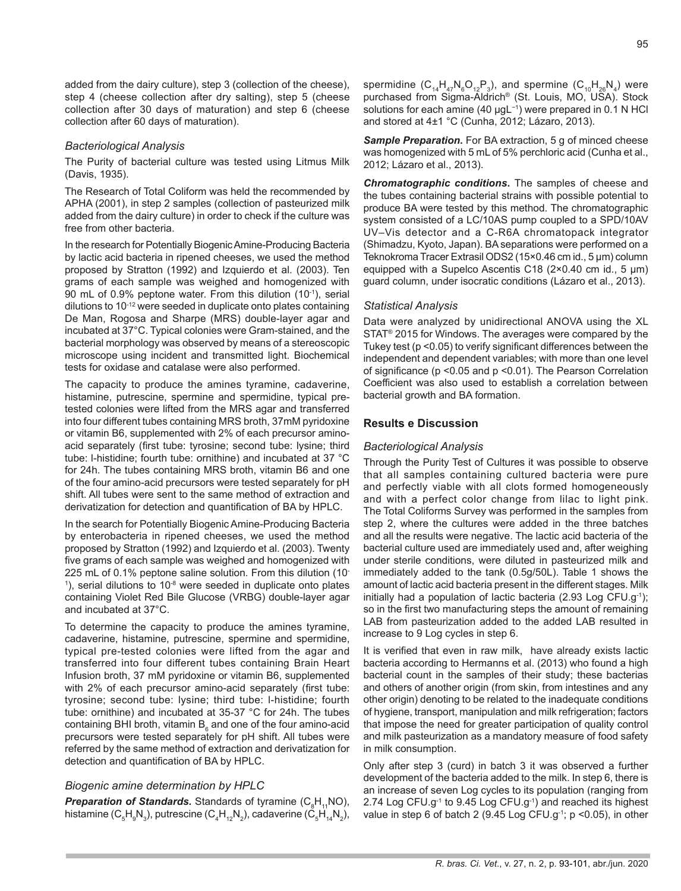added from the dairy culture), step 3 (collection of the cheese), step 4 (cheese collection after dry salting), step 5 (cheese collection after 30 days of maturation) and step 6 (cheese collection after 60 days of maturation).

### *Bacteriological Analysis*

The Purity of bacterial culture was tested using Litmus Milk (Davis, 1935).

The Research of Total Coliform was held the recommended by APHA (2001), in step 2 samples (collection of pasteurized milk added from the dairy culture) in order to check if the culture was free from other bacteria.

In the research for Potentially Biogenic Amine-Producing Bacteria by lactic acid bacteria in ripened cheeses, we used the method proposed by Stratton (1992) and Izquierdo et al. (2003). Ten grams of each sample was weighed and homogenized with 90 mL of 0.9% peptone water. From this dilution ($10^{-1}$), serial dilutions to $10^{-12}$ were seeded in duplicate onto plates containing De Man, Rogosa and Sharpe (MRS) double-layer agar and incubated at 37°C. Typical colonies were Gram-stained, and the bacterial morphology was observed by means of a stereoscopic microscope using incident and transmitted light. Biochemical tests for oxidase and catalase were also performed.

The capacity to produce the amines tyramine, cadaverine, histamine, putrescine, spermine and spermidine, typical pre-tested colonies were lifted from the MRS agar and transferred into four different tubes containing MRS broth, 37mM pyridoxine or vitamin B6, supplemented with 2% of each precursor amino-acid separately (first tube: tyrosine; second tube: lysine; third tube: l-histidine; fourth tube: ornithine) and incubated at 37 °C for 24h. The tubes containing MRS broth, vitamin B6 and one of the four amino-acid precursors were tested separately for pH shift. All tubes were sent to the same method of extraction and derivatization for detection and quantification of BA by HPLC.

In the search for Potentially Biogenic Amine-Producing Bacteria by enterobacteria in ripened cheeses, we used the method proposed by Stratton (1992) and Izquierdo et al. (2003). Twenty five grams of each sample was weighed and homogenized with 225 mL of 0.1% peptone saline solution. From this dilution ($10^{-1}$), serial dilutions to $10^{-8}$ were seeded in duplicate onto plates containing Violet Red Bile Glucose (VRBG) double-layer agar and incubated at 37°C.

To determine the capacity to produce the amines tyramine, cadaverine, histamine, putrescine, spermine and spermidine, typical pre-tested colonies were lifted from the agar and transferred into four different tubes containing Brain Heart Infusion broth, 37 mM pyridoxine or vitamin B6, supplemented with 2% of each precursor amino-acid separately (first tube: tyrosine; second tube: lysine; third tube: l-histidine; fourth tube: ornithine) and incubated at 35-37 °C for 24h. The tubes containing BHI broth, vitamin $B_6$ and one of the four amino-acid precursors were tested separately for pH shift. All tubes were referred by the same method of extraction and derivatization for detection and quantification of BA by HPLC.

### *Biogenic amine determination by HPLC*

***Preparation of Standards.*** Standards of tyramine ($C_8H_{11}NO$), histamine ($C_5H_9N_3$), putrescine ($C_4H_{12}N_2$), cadaverine ($C_5H_{14}N_2$), spermidine ($C_{14}H_{47}N_6O_{12}P_3$), and spermine ($C_{10}H_{26}N_4$) were purchased from Sigma-Aldrich® (St. Louis, MO, USA). Stock solutions for each amine (40 µgL⁻¹) were prepared in 0.1 N HCl and stored at 4±1 °C (Cunha, 2012; Lázaro, 2013).

***Sample Preparation.*** For BA extraction, 5 g of minced cheese was homogenized with 5 mL of 5% perchloric acid (Cunha et al., 2012; Lázaro et al., 2013).

***Chromatographic conditions.*** The samples of cheese and the tubes containing bacterial strains with possible potential to produce BA were tested by this method. The chromatographic system consisted of a LC/10AS pump coupled to a SPD/10AV UV–Vis detector and a C-R6A chromatopack integrator (Shimadzu, Kyoto, Japan). BA separations were performed on a Teknokroma Tracer Extrasil ODS2 (15×0.46 cm id., 5 µm) column equipped with a Supelco Ascentis C18 (2×0.40 cm id., 5 µm) guard column, under isocratic conditions (Lázaro et al., 2013).

### *Statistical Analysis*

Data were analyzed by unidirectional ANOVA using the XL STAT® 2015 for Windows. The averages were compared by the Tukey test ($p < 0.05$) to verify significant differences between the independent and dependent variables; with more than one level of significance ($p < 0.05$ and $p < 0.01$). The Pearson Correlation Coefficient was also used to establish a correlation between bacterial growth and BA formation.

## Results e Discussion

### *Bacteriological Analysis*

Through the Purity Test of Cultures it was possible to observe that all samples containing cultured bacteria were pure and perfectly viable with all clots formed homogeneously and with a perfect color change from lilac to light pink. The Total Coliforms Survey was performed in the samples from step 2, where the cultures were added in the three batches and all the results were negative. The lactic acid bacteria of the bacterial culture used are immediately used and, after weighing under sterile conditions, were diluted in pasteurized milk and immediately added to the tank (0.5g/50L). Table 1 shows the amount of lactic acid bacteria present in the different stages. Milk initially had a population of lactic bacteria (2.93 Log CFU.$g^{-1}$); so in the first two manufacturing steps the amount of remaining LAB from pasteurization added to the added LAB resulted in increase to 9 Log cycles in step 6.

It is verified that even in raw milk, have already exists lactic bacteria according to Hermanns et al. (2013) who found a high bacterial count in the samples of their study; these bacterias and others of another origin (from skin, from intestines and any other origin) denoting to be related to the inadequate conditions of hygiene, transport, manipulation and milk refrigeration; factors that impose the need for greater participation of quality control and milk pasteurization as a mandatory measure of food safety in milk consumption.

Only after step 3 (curd) in batch 3 it was observed a further development of the bacteria added to the milk. In step 6, there is an increase of seven Log cycles to its population (ranging from 2.74 Log CFU.$g^{-1}$ to 9.45 Log CFU.$g^{-1}$) and reached its highest value in step 6 of batch 2 (9.45 Log CFU.$g^{-1}$; $p < 0.05$), in other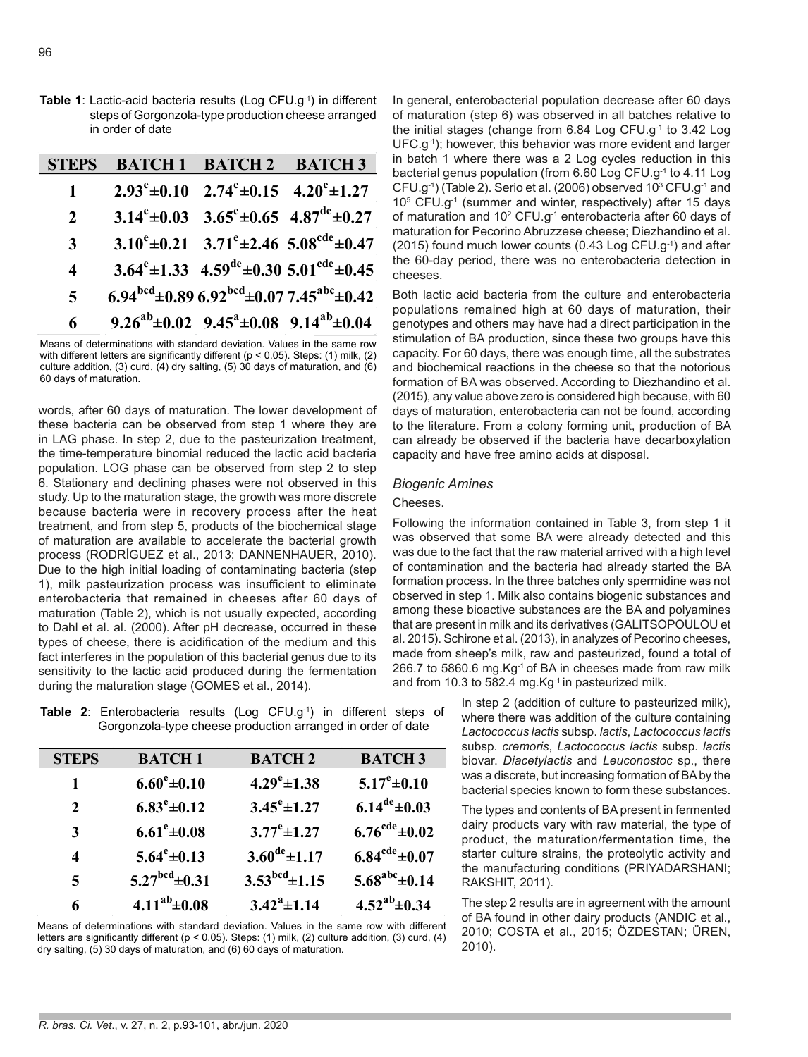**Table 1**: Lactic-acid bacteria results (Log $CFU.g^{-1}$) in different steps of Gorgonzola-type production cheese arranged in order of date

| STEPS | BATCH 1 | BATCH 2 | BATCH 3 |
|---|---|---|---|
| 1 | $2.93^{e}\pm0.10$ | $2.74^{e}\pm0.15$ | $4.20^{e}\pm1.27$ |
| 2 | $3.14^{e}\pm0.03$ | $3.65^{e}\pm0.65$ | $4.87^{de}\pm0.27$ |
| 3 | $3.10^{e}\pm0.21$ | $3.71^{e}\pm2.46$ | $5.08^{cde}\pm0.47$ |
| 4 | $3.64^{e}\pm1.33$ | $4.59^{de}\pm0.30$ | $5.01^{cde}\pm0.45$ |
| 5 | $6.94^{bcd}\pm0.89$ | $6.92^{bcd}\pm0.07$ | $7.45^{abc}\pm0.42$ |
| 6 | $9.26^{ab}\pm0.02$ | $9.45^{a}\pm0.08$ | $9.14^{ab}\pm0.04$ |

Means of determinations with standard deviation. Values in the same row with different letters are significantly different ($p < 0.05$). Steps: (1) milk, (2) culture addition, (3) curd, (4) dry salting, (5) 30 days of maturation, and (6) 60 days of maturation.

words, after 60 days of maturation. The lower development of these bacteria can be observed from step 1 where they are in LAG phase. In step 2, due to the pasteurization treatment, the time-temperature binomial reduced the lactic acid bacteria population. LOG phase can be observed from step 2 to step 6. Stationary and declining phases were not observed in this study. Up to the maturation stage, the growth was more discrete because bacteria were in recovery process after the heat treatment, and from step 5, products of the biochemical stage of maturation are available to accelerate the bacterial growth process (RODRÍGUEZ et al., 2013; DANNENHAUER, 2010). Due to the high initial loading of contaminating bacteria (step 1), milk pasteurization process was insufficient to eliminate enterobacteria that remained in cheeses after 60 days of maturation (Table 2), which is not usually expected, according to Dahl et al. al. (2000). After pH decrease, occurred in these types of cheese, there is acidification of the medium and this fact interferes in the population of this bacterial genus due to its sensitivity to the lactic acid produced during the fermentation during the maturation stage (GOMES et al., 2014).

**Table 2**: Enterobacteria results (Log $CFU.g^{-1}$) in different steps of Gorgonzola-type cheese production arranged in order of date

| STEPS | BATCH 1 | BATCH 2 | BATCH 3 |
|---|---|---|---|
| 1 | $6.60^{e}\pm0.10$ | $4.29^{e}\pm1.38$ | $5.17^{e}\pm0.10$ |
| 2 | $6.83^{e}\pm0.12$ | $3.45^{e}\pm1.27$ | $6.14^{de}\pm0.03$ |
| 3 | $6.61^{e}\pm0.08$ | $3.77^{e}\pm1.27$ | $6.76^{cde}\pm0.02$ |
| 4 | $5.64^{e}\pm0.13$ | $3.60^{de}\pm1.17$ | $6.84^{cde}\pm0.07$ |
| 5 | $5.27^{bcd}\pm0.31$ | $3.53^{bcd}\pm1.15$ | $5.68^{abc}\pm0.14$ |
| 6 | $4.11^{ab}\pm0.08$ | $3.42^{a}\pm1.14$ | $4.52^{ab}\pm0.34$ |

Means of determinations with standard deviation. Values in the same row with different letters are significantly different ($p < 0.05$). Steps: (1) milk, (2) culture addition, (3) curd, (4) dry salting, (5) 30 days of maturation, and (6) 60 days of maturation.

In general, enterobacterial population decrease after 60 days of maturation (step 6) was observed in all batches relative to the initial stages (change from 6.84 Log $CFU.g^{-1}$ to 3.42 Log $UFC.g^{-1}$); however, this behavior was more evident and larger in batch 1 where there was a 2 Log cycles reduction in this bacterial genus population (from 6.60 Log $CFU.g^{-1}$ to 4.11 Log $CFU.g^{-1}$) (Table 2). Serio et al. (2006) observed $10^3$ $CFU.g^{-1}$ and $10^5$ $CFU.g^{-1}$ (summer and winter, respectively) after 15 days of maturation and $10^2$ $CFU.g^{-1}$ enterobacteria after 60 days of maturation for Pecorino Abruzzese cheese; Diezhandino et al. (2015) found much lower counts (0.43 Log $CFU.g^{-1}$) and after the 60-day period, there was no enterobacteria detection in cheeses.

Both lactic acid bacteria from the culture and enterobacteria populations remained high at 60 days of maturation, their genotypes and others may have had a direct participation in the stimulation of BA production, since these two groups have this capacity. For 60 days, there was enough time, all the substrates and biochemical reactions in the cheese so that the notorious formation of BA was observed. According to Diezhandino et al. (2015), any value above zero is considered high because, with 60 days of maturation, enterobacteria can not be found, according to the literature. From a colony forming unit, production of BA can already be observed if the bacteria have decarboxylation capacity and have free amino acids at disposal.

### *Biogenic Amines*

Cheeses.

Following the information contained in Table 3, from step 1 it was observed that some BA were already detected and this was due to the fact that the raw material arrived with a high level of contamination and the bacteria had already started the BA formation process. In the three batches only spermidine was not observed in step 1. Milk also contains biogenic substances and among these bioactive substances are the BA and polyamines that are present in milk and its derivatives (GALITSOPOULOU et al. 2015). Schirone et al. (2013), in analyzes of Pecorino cheeses, made from sheep's milk, raw and pasteurized, found a total of 266.7 to 5860.6 $mg.Kg^{-1}$ of BA in cheeses made from raw milk and from 10.3 to 582.4 $mg.Kg^{-1}$ in pasteurized milk.

In step 2 (addition of culture to pasteurized milk), where there was addition of the culture containing *Lactococcus lactis* subsp. *lactis*, *Lactococcus lactis* subsp. *cremoris*, *Lactococcus lactis* subsp. *lactis* biovar. *Diacetylactis* and *Leuconostoc* sp., there was a discrete, but increasing formation of BA by the bacterial species known to form these substances.

The types and contents of BA present in fermented dairy products vary with raw material, the type of product, the maturation/fermentation time, the starter culture strains, the proteolytic activity and the manufacturing conditions (PRIYADARSHANI; RAKSHIT, 2011).

The step 2 results are in agreement with the amount of BA found in other dairy products (ANDIC et al., 2010; COSTA et al., 2015; ÖZDESTAN; ÜREN, 2010).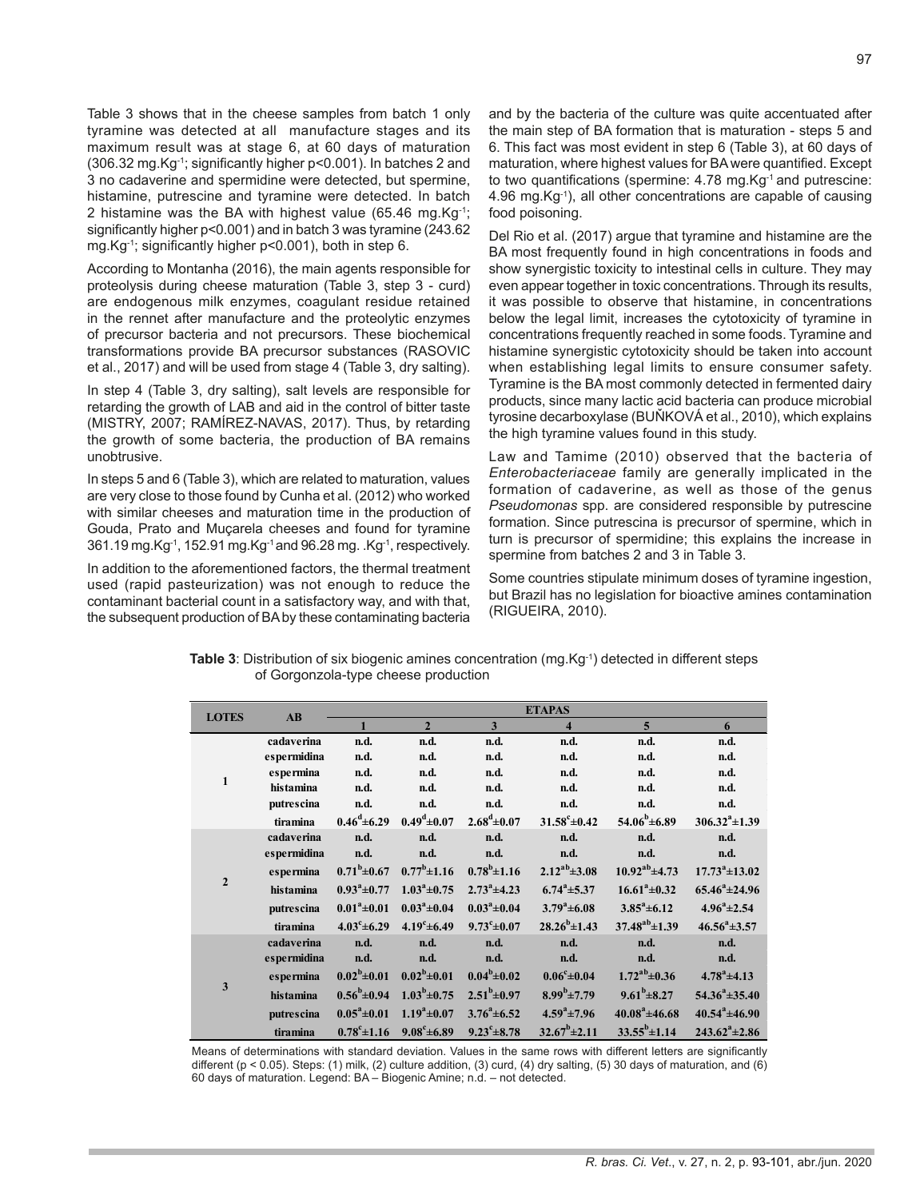Table 3 shows that in the cheese samples from batch 1 only tyramine was detected at all manufacture stages and its maximum result was at stage 6, at 60 days of maturation (306.32 mg.$Kg^{-1}$; significantly higher p<0.001). In batches 2 and 3 no cadaverine and spermidine were detected, but spermine, histamine, putrescine and tyramine were detected. In batch 2 histamine was the BA with highest value (65.46 mg.$Kg^{-1}$; significantly higher p<0.001) and in batch 3 was tyramine (243.62 mg.$Kg^{-1}$; significantly higher p<0.001), both in step 6.

According to Montanha (2016), the main agents responsible for proteolysis during cheese maturation (Table 3, step 3 - curd) are endogenous milk enzymes, coagulant residue retained in the rennet after manufacture and the proteolytic enzymes of precursor bacteria and not precursors. These biochemical transformations provide BA precursor substances (RASOVIC et al., 2017) and will be used from stage 4 (Table 3, dry salting).

In step 4 (Table 3, dry salting), salt levels are responsible for retarding the growth of LAB and aid in the control of bitter taste (MISTRY, 2007; RAMÍREZ-NAVAS, 2017). Thus, by retarding the growth of some bacteria, the production of BA remains unobtrusive.

In steps 5 and 6 (Table 3), which are related to maturation, values are very close to those found by Cunha et al. (2012) who worked with similar cheeses and maturation time in the production of Gouda, Prato and Muçarela cheeses and found for tyramine 361.19 mg.$Kg^{-1}$, 152.91 mg.$Kg^{-1}$ and 96.28 mg. .$Kg^{-1}$, respectively.

In addition to the aforementioned factors, the thermal treatment used (rapid pasteurization) was not enough to reduce the contaminant bacterial count in a satisfactory way, and with that, the subsequent production of BA by these contaminating bacteria and by the bacteria of the culture was quite accentuated after the main step of BA formation that is maturation - steps 5 and 6. This fact was most evident in step 6 (Table 3), at 60 days of maturation, where highest values for BA were quantified. Except to two quantifications (spermine: 4.78 mg.$Kg^{-1}$ and putrescine: 4.96 mg.$Kg^{-1}$), all other concentrations are capable of causing food poisoning.

Del Rio et al. (2017) argue that tyramine and histamine are the BA most frequently found in high concentrations in foods and show synergistic toxicity to intestinal cells in culture. They may even appear together in toxic concentrations. Through its results, it was possible to observe that histamine, in concentrations below the legal limit, increases the cytotoxicity of tyramine in concentrations frequently reached in some foods. Tyramine and histamine synergistic cytotoxicity should be taken into account when establishing legal limits to ensure consumer safety. Tyramine is the BA most commonly detected in fermented dairy products, since many lactic acid bacteria can produce microbial tyrosine decarboxylase (BUŇKOVÁ et al., 2010), which explains the high tyramine values found in this study.

Law and Tamime (2010) observed that the bacteria of *Enterobacteriaceae* family are generally implicated in the formation of cadaverine, as well as those of the genus *Pseudomonas* spp. are considered responsible by putrescine formation. Since putrescina is precursor of spermine, which in turn is precursor of spermidine; this explains the increase in spermine from batches 2 and 3 in Table 3.

Some countries stipulate minimum doses of tyramine ingestion, but Brazil has no legislation for bioactive amines contamination (RIGUEIRA, 2010).

**Table 3**: Distribution of six biogenic amines concentration (mg.$Kg^{-1}$) detected in different steps of Gorgonzola-type cheese production

| LOTES | AB | ETAPAS | | | | | |
|---|---|---|---|---|---|---|---|
| | | 1 | 2 | 3 | 4 | 5 | 6 |
| 1 | cadaverina | n.d. | n.d. | n.d. | n.d. | n.d. | n.d. |
| | espermidina | n.d. | n.d. | n.d. | n.d. | n.d. | n.d. |
| | espermina | n.d. | n.d. | n.d. | n.d. | n.d. | n.d. |
| | histamina | n.d. | n.d. | n.d. | n.d. | n.d. | n.d. |
| | putrescina | n.d. | n.d. | n.d. | n.d. | n.d. | n.d. |
| | tiramina | $0.46^{d}$±6.29 | $0.49^{d}$±0.07 | $2.68^{d}$±0.07 | $31.58^{c}$±0.42 | $54.06^{b}$±6.89 | $306.32^{a}$±1.39 |
| 2 | cadaverina | n.d. | n.d. | n.d. | n.d. | n.d. | n.d. |
| | espermidina | n.d. | n.d. | n.d. | n.d. | n.d. | n.d. |
| | espermina | $0.71^{b}$±0.67 | $0.77^{b}$±1.16 | $0.78^{b}$±1.16 | $2.12^{ab}$±3.08 | $10.92^{ab}$±4.73 | $17.73^{a}$±13.02 |
| | histamina | $0.93^{a}$±0.77 | $1.03^{a}$±0.75 | $2.73^{a}$±4.23 | $6.74^{a}$±5.37 | $16.61^{a}$±0.32 | $65.46^{a}$±24.96 |
| | putrescina | $0.01^{a}$±0.01 | $0.03^{a}$±0.04 | $0.03^{a}$±0.04 | $3.79^{a}$±6.08 | $3.85^{a}$±6.12 | $4.96^{a}$±2.54 |
| | tiramina | $4.03^{c}$±6.29 | $4.19^{c}$±6.49 | $9.73^{c}$±0.07 | $28.26^{b}$±1.43 | $37.48^{ab}$±1.39 | $46.56^{a}$±3.57 |
| 3 | cadaverina | n.d. | n.d. | n.d. | n.d. | n.d. | n.d. |
| | espermidina | n.d. | n.d. | n.d. | n.d. | n.d. | n.d. |
| | espermina | $0.02^{b}$±0.01 | $0.02^{b}$±0.01 | $0.04^{b}$±0.02 | $0.06^{c}$±0.04 | $1.72^{ab}$±0.36 | $4.78^{a}$±4.13 |
| | histamina | $0.56^{b}$±0.94 | $1.03^{b}$±0.75 | $2.51^{b}$±0.97 | $8.99^{b}$±7.79 | $9.61^{b}$±8.27 | $54.36^{a}$±35.40 |
| | putrescina | $0.05^{a}$±0.01 | $1.19^{a}$±0.07 | $3.76^{a}$±6.52 | $4.59^{a}$±7.96 | $40.08^{a}$±46.68 | $40.54^{a}$±46.90 |
| | tiramina | $0.78^{c}$±1.16 | $9.08^{c}$±6.89 | $9.23^{c}$±8.78 | $32.67^{b}$±2.11 | $33.55^{b}$±1.14 | $243.62^{a}$±2.86 |

Means of determinations with standard deviation. Values in the same rows with different letters are significantly different ($p < 0.05$). Steps: (1) milk, (2) culture addition, (3) curd, (4) dry salting, (5) 30 days of maturation, and (6) 60 days of maturation. Legend: BA – Biogenic Amine; n.d. – not detected.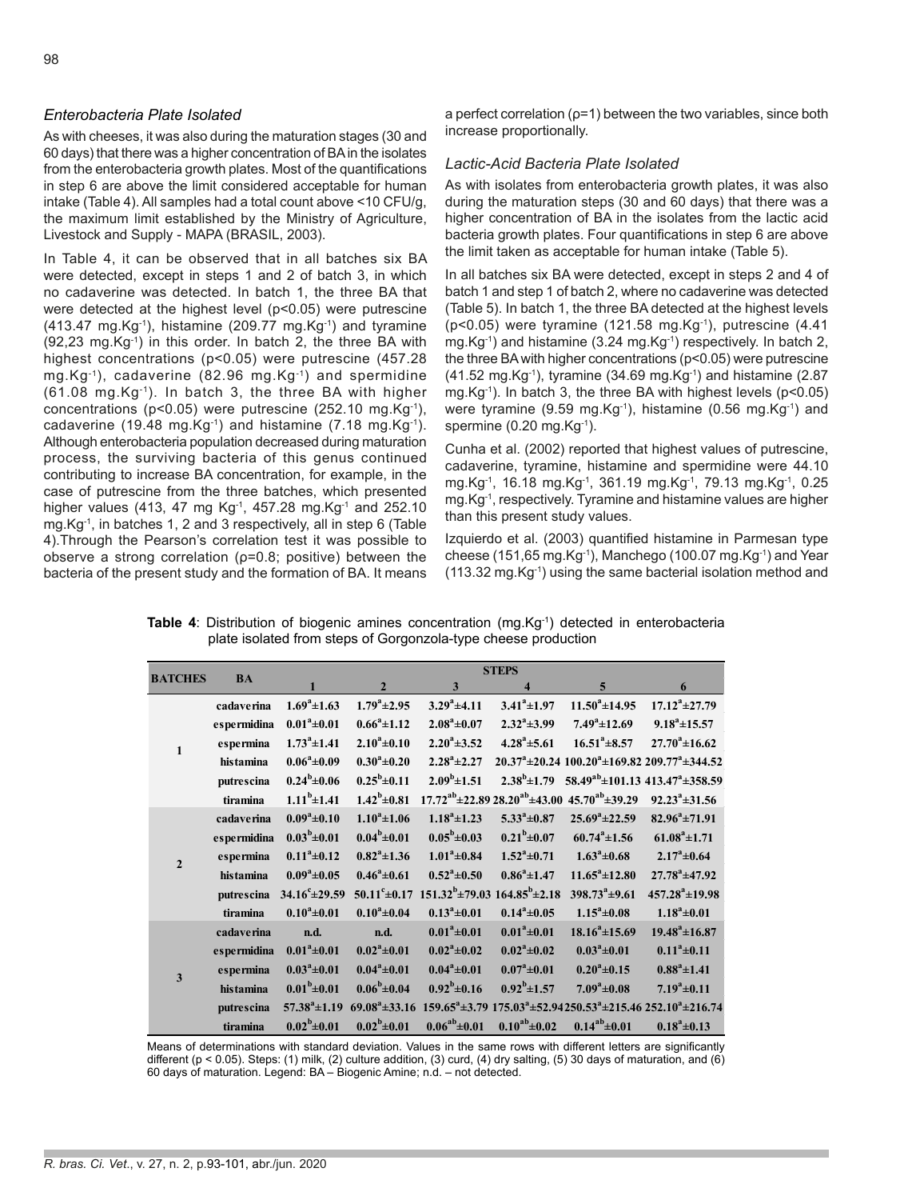## *Enterobacteria Plate Isolated*

As with cheeses, it was also during the maturation stages (30 and 60 days) that there was a higher concentration of BA in the isolates from the enterobacteria growth plates. Most of the quantifications in step 6 are above the limit considered acceptable for human intake (Table 4). All samples had a total count above <10 CFU/g, the maximum limit established by the Ministry of Agriculture, Livestock and Supply - MAPA (BRASIL, 2003).

In Table 4, it can be observed that in all batches six BA were detected, except in steps 1 and 2 of batch 3, in which no cadaverine was detected. In batch 1, the three BA that were detected at the highest level ($p<0.05$) were putrescine (413.47 mg.Kg$^{-1}$), histamine (209.77 mg.Kg$^{-1}$) and tyramine (92,23 mg.Kg$^{-1}$) in this order. In batch 2, the three BA with highest concentrations ($p<0.05$) were putrescine (457.28 mg.Kg$^{-1}$), cadaverine (82.96 mg.Kg$^{-1}$) and spermidine (61.08 mg.Kg$^{-1}$). In batch 3, the three BA with higher concentrations ($p<0.05$) were putrescine (252.10 mg.Kg$^{-1}$), cadaverine (19.48 mg.Kg$^{-1}$) and histamine (7.18 mg.Kg$^{-1}$). Although enterobacteria population decreased during maturation process, the surviving bacteria of this genus continued contributing to increase BA concentration, for example, in the case of putrescine from the three batches, which presented higher values (413, 47 mg Kg$^{-1}$, 457.28 mg.Kg$^{-1}$ and 252.10 mg.Kg$^{-1}$, in batches 1, 2 and 3 respectively, all in step 6 (Table 4).Through the Pearson's correlation test it was possible to observe a strong correlation ($\rho=0.8$; positive) between the bacteria of the present study and the formation of BA. It means a perfect correlation ($\rho=1$) between the two variables, since both increase proportionally.

## *Lactic-Acid Bacteria Plate Isolated*

As with isolates from enterobacteria growth plates, it was also during the maturation steps (30 and 60 days) that there was a higher concentration of BA in the isolates from the lactic acid bacteria growth plates. Four quantifications in step 6 are above the limit taken as acceptable for human intake (Table 5).

In all batches six BA were detected, except in steps 2 and 4 of batch 1 and step 1 of batch 2, where no cadaverine was detected (Table 5). In batch 1, the three BA detected at the highest levels ($p<0.05$) were tyramine (121.58 mg.Kg$^{-1}$), putrescine (4.41 mg.Kg$^{-1}$) and histamine (3.24 mg.Kg$^{-1}$) respectively. In batch 2, the three BA with higher concentrations ($p<0.05$) were putrescine (41.52 mg.Kg$^{-1}$), tyramine (34.69 mg.Kg$^{-1}$) and histamine (2.87 mg.Kg$^{-1}$). In batch 3, the three BA with highest levels ($p<0.05$) were tyramine (9.59 mg.Kg$^{-1}$), histamine (0.56 mg.Kg$^{-1}$) and spermine (0.20 mg.Kg$^{-1}$).

Cunha et al. (2002) reported that highest values of putrescine, cadaverine, tyramine, histamine and spermidine were 44.10 mg.Kg$^{-1}$, 16.18 mg.Kg$^{-1}$, 361.19 mg.Kg$^{-1}$, 79.13 mg.Kg$^{-1}$, 0.25 mg.Kg$^{-1}$, respectively. Tyramine and histamine values are higher than this present study values.

Izquierdo et al. (2003) quantified histamine in Parmesan type cheese (151,65 mg.Kg$^{-1}$), Manchego (100.07 mg.Kg$^{-1}$) and Year (113.32 mg.Kg$^{-1}$) using the same bacterial isolation method and

**Table 4**: Distribution of biogenic amines concentration (mg.Kg$^{-1}$) detected in enterobacteria plate isolated from steps of Gorgonzola-type cheese production

| BATCHES | BA | STEPS | | | | | |
|---|---|---|---|---|---|---|---|
| | | 1 | 2 | 3 | 4 | 5 | 6 |
| 1 | cadaverina | 1.69$^a$±1.63 | 1.79$^a$±2.95 | 3.29$^a$±4.11 | 3.41$^a$±1.97 | 11.50$^a$±14.95 | 17.12$^a$±27.79 |
| | espermidina | 0.01$^a$±0.01 | 0.66$^a$±1.12 | 2.08$^a$±0.07 | 2.32$^a$±3.99 | 7.49$^a$±12.69 | 9.18$^a$±15.57 |
| | espermina | 1.73$^a$±1.41 | 2.10$^a$±0.10 | 2.20$^a$±3.52 | 4.28$^a$±5.61 | 16.51$^a$±8.57 | 27.70$^a$±16.62 |
| | histamina | 0.06$^a$±0.09 | 0.30$^a$±0.20 | 2.28$^a$±2.27 | 20.37$^a$±20.24 | 100.20$^a$±169.82 | 209.77$^a$±344.52 |
| | putrescina | 0.24$^b$±0.06 | 0.25$^b$±0.11 | 2.09$^b$±1.51 | 2.38$^b$±1.79 | 58.49$^{ab}$±101.13 | 413.47$^a$±358.59 |
| | tiramina | 1.11$^b$±1.41 | 1.42$^b$±0.81 | 17.72$^{ab}$±22.89 | 28.20$^{ab}$±43.00 | 45.70$^{ab}$±39.29 | 92.23$^a$±31.56 |
| 2 | cadaverina | 0.09$^a$±0.10 | 1.10$^a$±1.06 | 1.18$^a$±1.23 | 5.33$^a$±0.87 | 25.69$^a$±22.59 | 82.96$^a$±71.91 |
| | espermidina | 0.03$^b$±0.01 | 0.04$^b$±0.01 | 0.05$^b$±0.03 | 0.21$^b$±0.07 | 60.74$^a$±1.56 | 61.08$^a$±1.71 |
| | espermina | 0.11$^a$±0.12 | 0.82$^a$±1.36 | 1.01$^a$±0.84 | 1.52$^a$±0.71 | 1.63$^a$±0.68 | 2.17$^a$±0.64 |
| | histamina | 0.09$^a$±0.05 | 0.46$^a$±0.61 | 0.52$^a$±0.50 | 0.86$^a$±1.47 | 11.65$^a$±12.80 | 27.78$^a$±47.92 |
| | putrescina | 34.16$^c$±29.59 | 50.11$^c$±0.17 | 151.32$^b$±79.03 | 164.85$^b$±2.18 | 398.73$^a$±9.61 | 457.28$^a$±19.98 |
| | tiramina | 0.10$^a$±0.01 | 0.10$^a$±0.04 | 0.13$^a$±0.01 | 0.14$^a$±0.05 | 1.15$^a$±0.08 | 1.18$^a$±0.01 |
| 3 | cadaverina | n.d. | n.d. | 0.01$^a$±0.01 | 0.01$^a$±0.01 | 18.16$^a$±15.69 | 19.48$^a$±16.87 |
| | espermidina | 0.01$^a$±0.01 | 0.02$^a$±0.01 | 0.02$^a$±0.02 | 0.02$^a$±0.02 | 0.03$^a$±0.01 | 0.11$^a$±0.11 |
| | espermina | 0.03$^a$±0.01 | 0.04$^a$±0.01 | 0.04$^a$±0.01 | 0.07$^a$±0.01 | 0.20$^a$±0.15 | 0.88$^a$±1.41 |
| | histamina | 0.01$^b$±0.01 | 0.06$^b$±0.04 | 0.92$^b$±0.16 | 0.92$^b$±1.57 | 7.09$^a$±0.08 | 7.19$^a$±0.11 |
| | putrescina | 57.38$^a$±1.19 | 69.08$^a$±33.16 | 159.65$^a$±3.79 | 175.03$^a$±52.94 | 250.53$^a$±215.46 | 252.10$^a$±216.74 |
| | tiramina | 0.02$^b$±0.01 | 0.02$^b$±0.01 | 0.06$^{ab}$±0.01 | 0.10$^{ab}$±0.02 | 0.14$^{ab}$±0.01 | 0.18$^a$±0.13 |

Means of determinations with standard deviation. Values in the same rows with different letters are significantly different ($p < 0.05$). Steps: (1) milk, (2) culture addition, (3) curd, (4) dry salting, (5) 30 days of maturation, and (6) 60 days of maturation. Legend: BA – Biogenic Amine; n.d. – not detected.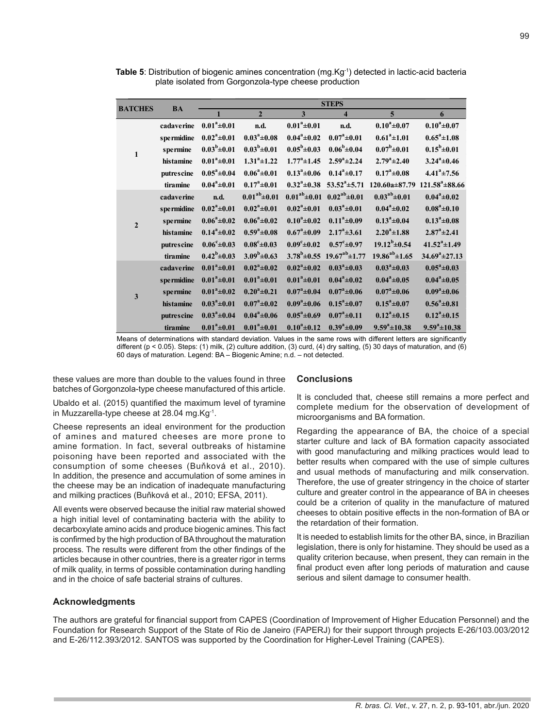**Table 5**: Distribution of biogenic amines concentration (mg.Kg$^{-1}$) detected in lactic-acid bacteria plate isolated from Gorgonzola-type cheese production

| BATCHES | BA | STEPS | | | | | |
|---|---|---|---|---|---|---|---|
| | | 1 | 2 | 3 | 4 | 5 | 6 |
| 1 | cadaverine | $0.01^a±0.01$ | n.d. | $0.01^a±0.01$ | n.d. | $0.10^a±0.07$ | $0.10^a±0.07$ |
| | spermidine | $0.02^a±0.01$ | $0.03^a±0.08$ | $0.04^a±0.02$ | $0.07^a±0.01$ | $0.61^a±1.01$ | $0.65^a±1.08$ |
| | spermine | $0.03^b±0.01$ | $0.03^b±0.01$ | $0.05^b±0.03$ | $0.06^b±0.04$ | $0.07^b±0.01$ | $0.15^b±0.01$ |
| | histamine | $0.01^a±0.01$ | $1.31^a±1.22$ | $1.77^a±1.45$ | $2.59^a±2.24$ | $2.79^a±2.40$ | $3.24^a±0.46$ |
| | putrescine | $0.05^a±0.04$ | $0.06^a±0.01$ | $0.13^a±0.06$ | $0.14^a±0.17$ | $0.17^a±0.08$ | $4.41^a±7.56$ |
| | tiramine | $0.04^a±0.01$ | $0.17^a±0.01$ | $0.32^a±0.38$ | $53.52^a±5.71$ | 120.60a±87.79 | $121.58^a±88.66$ |
| 2 | cadaverine | n.d. | $0.01^{ab}±0.01$ | $0.01^{ab}±0.01$ | $0.02^{ab}±0.01$ | $0.03^{ab}±0.01$ | $0.04^a±0.02$ |
| | spermidine | $0.02^a±0.01$ | $0.02^a±0.01$ | $0.02^a±0.01$ | $0.03^a±0.01$ | $0.04^a±0.02$ | $0.08^a±0.10$ |
| | spermine | $0.06^a±0.02$ | $0.06^a±0.02$ | $0.10^a±0.02$ | $0.11^a±0.09$ | $0.13^a±0.04$ | $0.13^a±0.08$ |
| | histamine | $0.14^a±0.02$ | $0.59^a±0.08$ | $0.67^a±0.09$ | $2.17^a±3.61$ | $2.20^a±1.88$ | $2.87^a±2.41$ |
| | putrescine | $0.06^c±0.03$ | $0.08^c±0.03$ | $0.09^c±0.02$ | $0.57^c±0.97$ | $19.12^b±0.54$ | $41.52^a±1.49$ |
| | tiramine | $0.42^b±0.03$ | $3.09^b±0.63$ | $3.78^b±0.55$ | $19.67^{ab}±1.77$ | $19.86^{ab}±1.65$ | $34.69^a±27.13$ |
| 3 | cadaverine | $0.01^a±0.01$ | $0.02^a±0.02$ | $0.02^a±0.02$ | $0.03^a±0.03$ | $0.03^a±0.03$ | $0.05^a±0.03$ |
| | spermidine | $0.01^a±0.01$ | $0.01^a±0.01$ | $0.01^a±0.01$ | $0.04^a±0.02$ | $0.04^a±0.05$ | $0.04^a±0.05$ |
| | spermine | $0.01^a±0.02$ | $0.20^a±0.21$ | $0.07^a±0.04$ | $0.07^a±0.06$ | $0.07^a±0.06$ | $0.09^a±0.06$ |
| | histamine | $0.03^a±0.01$ | $0.07^a±0.02$ | $0.09^a±0.06$ | $0.15^a±0.07$ | $0.15^a±0.07$ | $0.56^a±0.81$ |
| | putrescine | $0.03^a±0.04$ | $0.04^a±0.06$ | $0.05^a±0.69$ | $0.07^a±0.11$ | $0.12^a±0.15$ | $0.12^a±0.15$ |
| | tiramine | $0.01^a±0.01$ | $0.01^a±0.01$ | $0.10^a±0.12$ | $0.39^a±0.09$ | $9.59^a±10.38$ | $9.59^a±10.38$ |

Means of determinations with standard deviation. Values in the same rows with different letters are significantly different ($p < 0.05$). Steps: (1) milk, (2) culture addition, (3) curd, (4) dry salting, (5) 30 days of maturation, and (6) 60 days of maturation. Legend: BA – Biogenic Amine; n.d. – not detected.

these values are more than double to the values found in three batches of Gorgonzola-type cheese manufactured of this article.

Ubaldo et al. (2015) quantified the maximum level of tyramine in Muzzarella-type cheese at 28.04 mg.Kg$^{-1}$.

Cheese represents an ideal environment for the production of amines and matured cheeses are more prone to amine formation. In fact, several outbreaks of histamine poisoning have been reported and associated with the consumption of some cheeses (Buňková et al., 2010). In addition, the presence and accumulation of some amines in the cheese may be an indication of inadequate manufacturing and milking practices (Buňková et al., 2010; EFSA, 2011).

All events were observed because the initial raw material showed a high initial level of contaminating bacteria with the ability to decarboxylate amino acids and produce biogenic amines. This fact is confirmed by the high production of BA throughout the maturation process. The results were different from the other findings of the articles because in other countries, there is a greater rigor in terms of milk quality, in terms of possible contamination during handling and in the choice of safe bacterial strains of cultures.

## Conclusions

It is concluded that, cheese still remains a more perfect and complete medium for the observation of development of microorganisms and BA formation.

Regarding the appearance of BA, the choice of a special starter culture and lack of BA formation capacity associated with good manufacturing and milking practices would lead to better results when compared with the use of simple cultures and usual methods of manufacturing and milk conservation. Therefore, the use of greater stringency in the choice of starter culture and greater control in the appearance of BA in cheeses could be a criterion of quality in the manufacture of matured cheeses to obtain positive effects in the non-formation of BA or the retardation of their formation.

It is needed to establish limits for the other BA, since, in Brazilian legislation, there is only for histamine. They should be used as a quality criterion because, when present, they can remain in the final product even after long periods of maturation and cause serious and silent damage to consumer health.

## Acknowledgments

The authors are grateful for financial support from CAPES (Coordination of Improvement of Higher Education Personnel) and the Foundation for Research Support of the State of Rio de Janeiro (FAPERJ) for their support through projects E-26/103.003/2012 and E-26/112.393/2012. SANTOS was supported by the Coordination for Higher-Level Training (CAPES).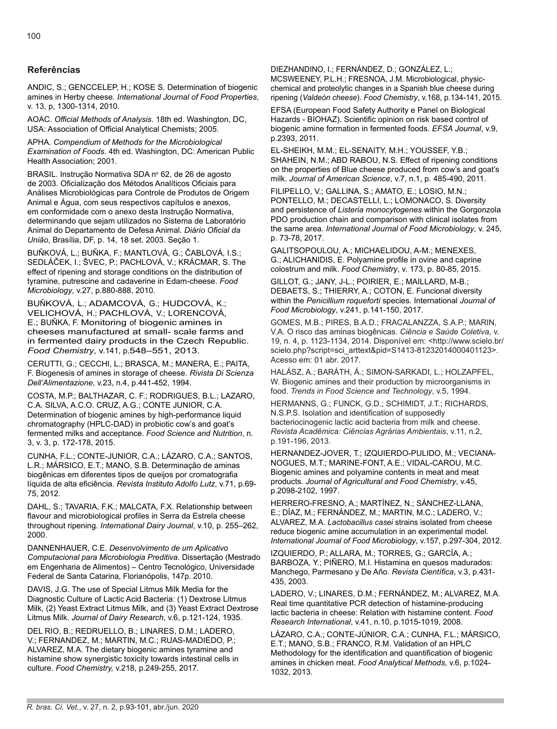## Referências

ANDIC, S.; GENCCELEP, H.; KOSE S. Determination of biogenic amines in Herby cheese. *International Journal of Food Properties*, v. 13, p, 1300-1314, 2010.

AOAC. *Official Methods of Analysis*. 18th ed. Washington, DC, USA: Association of Official Analytical Chemists; 2005.

APHA. *Compendium of Methods for the Microbiological Examination of Foods*. 4th ed. Washington, DC: American Public Health Association; 2001.

BRASIL. Instrução Normativa SDA nº 62, de 26 de agosto de 2003. Oficialização dos Métodos Analíticos Oficiais para Análises Microbiológicas para Controle de Produtos de Origem Animal e Água, com seus respectivos capítulos e anexos, em conformidade com o anexo desta Instrução Normativa, determinando que sejam utilizados no Sistema de Laboratório Animal do Departamento de Defesa Animal. *Diário Oficial da União*, Brasília, DF, p. 14, 18 set. 2003. Seção 1.

BUŇKOVÁ, L.; BUŇKA, F.; MANTLOVÁ, G.; ČABLOVÁ, I.S.; SEDLÁČEK, I.; ŠVEC, P.; PACHLOVÁ, V.; KRÁCMAR, S. The effect of ripening and storage conditions on the distribution of tyramine, putrescine and cadaverine in Edam-cheese. *Food Microbiology*, v.27, p.880-888, 2010.

BUŇKOVÁ, L.; ADAMCOVÁ, G.; HUDCOVÁ, K.; VELICHOVÁ, H.; PACHLOVÁ, V.; LORENCOVÁ, E.; BUŇKA, F. Monitoring of biogenic amines in cheeses manufactured at small- scale farms and in fermented dairy products in the Czech Republic. *Food Chemistry*, v.141, p.548–551, 2013.

CERUTTI, G.; CECCHI, L.; BRASCA, M.; MANERA, E.; PAITA, F. Biogenesis of amines in storage of cheese. *Rivista Di Scienza Dell'Alimentazione*, v.23, n.4, p.441-452, 1994.

COSTA, M.P.; BALTHAZAR, C. F.; RODRIGUES, B.L.; LAZARO, C.A. SILVA, A.C.O. CRUZ, A.G.; CONTE JUNIOR, C.A. Determination of biogenic amines by high-performance liquid chromatography (HPLC-DAD) in probiotic cow's and goat's fermented milks and acceptance. *Food Science and Nutrition*, n. 3, v. 3, p. 172-178, 2015.

CUNHA, F.L.; CONTE-JUNIOR, C.A.; LÁZARO, C.A.; SANTOS, L.R.; MÁRSICO, E.T.; MANO, S.B. Determinação de aminas biogênicas em diferentes tipos de queijos por cromatografia líquida de alta eficiência. *Revista Instituto Adolfo Lutz*, v.71, p.69-75, 2012.

DAHL, S.; TAVARIA, F.K.; MALCATA, F.X. Relationship between flavour and microbiological profiles in Serra da Estrela cheese throughout ripening. *International Dairy Journal*, v.10, p. 255–262, 2000.

DANNENHAUER, C.E. *Desenvolvimento de um Aplicativo Computacional para Microbiologia Preditiva*. Dissertação (Mestrado em Engenharia de Alimentos) – Centro Tecnológico, Universidade Federal de Santa Catarina, Florianópolis, 147p. 2010.

DAVIS, J.G. The use of Special Litmus Milk Media for the Diagnostic Culture of Lactic Acid Bacteria: (1) Dextrose Litmus Milk, (2) Yeast Extract Litmus Milk, and (3) Yeast Extract Dextrose Litmus Milk. *Journal of Dairy Research*, v.6, p.121-124, 1935.

DEL RIO, B.; REDRUELLO, B.; LINARES, D.M.; LADERO, V.; FERNANDEZ, M.; MARTIN, M.C.; RUAS-MADIEDO, P.; ALVAREZ, M.A. The dietary biogenic amines tyramine and histamine show synergistic toxicity towards intestinal cells in culture. *Food Chemistry,* v.218, p.249-255, 2017.

DIEZHANDINO, I.; FERNÁNDEZ, D.; GONZÁLEZ, L.; MCSWEENEY, P.L.H.; FRESNOA, J.M. Microbiological, physic-chemical and proteolytic changes in a Spanish blue cheese during ripening (*Valdeón cheese*). *Food Chemistry*, v.168, p.134-141, 2015.

EFSA (European Food Safety Authority e Panel on Biological Hazards - BIOHAZ). Scientific opinion on risk based control of biogenic amine formation in fermented foods. *EFSA Journal*, v.9, p.2393, 2011.

EL-SHEIKH, M.M.; EL-SENAITY, M.H.; YOUSSEF, Y.B.; SHAHEIN, N.M.; ABD RABOU, N.S. Effect of ripening conditions on the properties of Blue cheese produced from cow's and goat's milk. *Journal of American Science*, v.7, n.1, p. 485-490, 2011.

FILIPELLO, V.; GALLINA, S.; AMATO, E.; LOSIO, M.N.; PONTELLO, M.; DECASTELLI, L.; LOMONACO, S. Diversity and persistence of *Listeria monocytogenes* within the Gorgonzola PDO production chain and comparison with clinical isolates from the same area. *International Journal of Food Microbiology*, v. 245, p. 73-78, 2017.

GALITSOPOULOU, A.; MICHAELIDOU, A-M.; MENEXES, G.; ALICHANIDIS, E. Polyamine profile in ovine and caprine colostrum and milk. *Food Chemistry*, v. 173, p. 80-85, 2015.

GILLOT, G.; JANY, J-L.; POIRIER, E.; MAILLARD, M-B.; DEBAETS, S.; THIERRY, A.; COTON, E. Funcional diversity within the *Penicillium roqueforti* species. International *Journal of Food Microbiology*, v.241, p.141-150, 2017.

GOMES, M.B.; PIRES, B.A.D.; FRACALANZZA, S.A.P.; MARIN, V.A. O risco das aminas biogênicas. *Ciência e Saúde Coletiva*, v. 19, n. 4, p. 1123-1134, 2014. Disponível em: <http://www.scielo.br/scielo.php?script=sci_arttext&pid=S1413-81232014000401123>. Acesso em: 01 abr. 2017.

HALÁSZ, A.; BARÁTH, Á.; SIMON-SARKADI, L.; HOLZAPFEL, W. Biogenic amines and their production by microorganisms in food. *Trends in Food Science and Technology*, v.5, 1994.

HERMANNS, G.; FUNCK, G.D.; SCHIMIDT, J.T.; RICHARDS, N.S.P.S. Isolation and identification of supposedly bacteriocinogenic lactic acid bacteria from milk and cheese. *Revista Acadêmica: Ciências Agrárias Ambientais*, v.11, n.2, p.191-196, 2013.

HERNANDEZ-JOVER, T.; IZQUIERDO-PULIDO, M.; VECIANA-NOGUES, M.T.; MARINE-FONT, A.E.; VIDAL-CAROU, M.C. Biogenic amines and polyamine contents in meat and meat products. *Journal of Agricultural and Food Chemistry*, v.45, p.2098-2102, 1997.

HERRERO-FRESNO, A.; MARTÍNEZ, N.; SÁNCHEZ-LLANA, E.; DÍAZ, M.; FERNÁNDEZ, M.; MARTIN, M.C.; LADERO, V.; ALVAREZ, M.A. *Lactobacillus casei* strains isolated from cheese reduce biogenic amine accumulation in an experimental model. *International Journal of Food Microbiology*, v.157, p.297-304, 2012.

IZQUIERDO, P.; ALLARA, M.; TORRES, G.; GARCÍA, A.; BARBOZA, Y.; PIÑERO, M.I. Histamina en quesos madurados: Manchego, Parmesano y De Año. *Revista Científica*, v.3, p.431-435, 2003.

LADERO, V.; LINARES, D.M.; FERNÁNDEZ, M.; ALVAREZ, M.A. Real time quantitative PCR detection of histamine-producing lactic bacteria in cheese: Relation with histamine content. *Food Research International*, v.41, n.10, p.1015-1019, 2008.

LÁZARO, C.A.; CONTE-JÚNIOR, C.A.; CUNHA, F.L.; MÁRSICO, E.T.; MANO, S.B.; FRANCO, R.M. Validation of an HPLC Methodology for the identification and quantification of biogenic amines in chicken meat. *Food Analytical Methods*, v.6, p.1024-1032, 2013.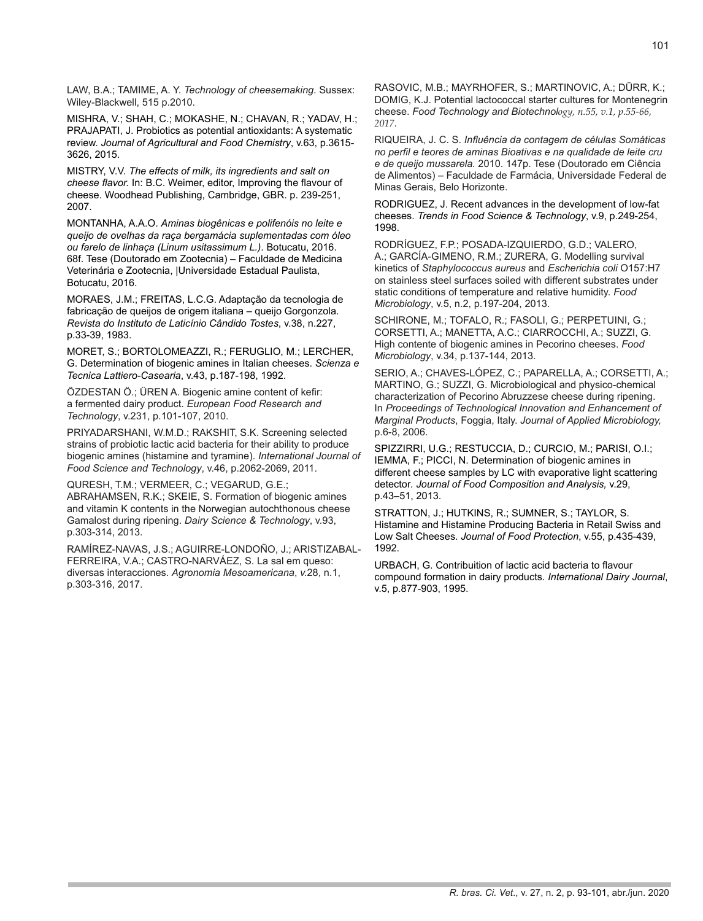LAW, B.A.; TAMIME, A. Y. *Technology of cheesemaking*. Sussex: Wiley-Blackwell, 515 p.2010.

MISHRA, V.; SHAH, C.; MOKASHE, N.; CHAVAN, R.; YADAV, H.; PRAJAPATI, J. Probiotics as potential antioxidants: A systematic review. *Journal of Agricultural and Food Chemistry*, v.63, p.3615-3626, 2015.

MISTRY, V.V. *The effects of milk, its ingredients and salt on cheese flavor.* In: B.C. Weimer, editor, Improving the flavour of cheese. Woodhead Publishing, Cambridge, GBR. p. 239-251, 2007.

MONTANHA, A.A.O. *Aminas biogênicas e polifenóis no leite e queijo de ovelhas da raça bergamácia suplementadas com óleo ou farelo de linhaça (Linum usitassimum L.)*. Botucatu, 2016. 68f. Tese (Doutorado em Zootecnia) – Faculdade de Medicina Veterinária e Zootecnia, |Universidade Estadual Paulista, Botucatu, 2016.

MORAES, J.M.; FREITAS, L.C.G. Adaptação da tecnologia de fabricação de queijos de origem italiana – queijo Gorgonzola. *Revista do Instituto de Laticínio Cândido Tostes*, v.38, n.227, p.33-39, 1983.

MORET, S.; BORTOLOMEAZZI, R.; FERUGLIO, M.; LERCHER, G. Determination of biogenic amines in Italian cheeses. *Scienza e Tecnica Lattiero-Casearia*, v.43, p.187-198, 1992.

ÖZDESTAN Ö.; ÜREN A. Biogenic amine content of kefir: a fermented dairy product. *European Food Research and Technology*, v.231, p.101-107, 2010.

PRIYADARSHANI, W.M.D.; RAKSHIT, S.K. Screening selected strains of probiotic lactic acid bacteria for their ability to produce biogenic amines (histamine and tyramine). *International Journal of Food Science and Technology*, v.46, p.2062-2069, 2011.

QURESH, T.M.; VERMEER, C.; VEGARUD, G.E.; ABRAHAMSEN, R.K.; SKEIE, S. Formation of biogenic amines and vitamin K contents in the Norwegian autochthonous cheese Gamalost during ripening. *Dairy Science & Technology*, v.93, p.303-314, 2013.

RAMÍREZ-NAVAS, J.S.; AGUIRRE-LONDOÑO, J.; ARISTIZABAL-FERREIRA, V.A.; CASTRO-NARVÁEZ, S. La sal em queso: diversas interacciones. *Agronomia Mesoamericana*, *v.*28, n.1, p.303-316, 2017.

RASOVIC, M.B.; MAYRHOFER, S.; MARTINOVIC, A.; DÜRR, K.; DOMIG, K.J. Potential lactococcal starter cultures for Montenegrin cheese. *Food Technology and Biotechnology, n.55, v.1, p.55-66, 2017*.

RIQUEIRA, J. C. S. *Influência da contagem de células Somáticas no perfil e teores de aminas Bioativas e na qualidade de leite cru e de queijo mussarela.* 2010. 147p. Tese (Doutorado em Ciência de Alimentos) – Faculdade de Farmácia, Universidade Federal de Minas Gerais, Belo Horizonte.

RODRIGUEZ, J. Recent advances in the development of low-fat cheeses. *Trends in Food Science & Technology*, v.9, p.249-254, 1998.

RODRÍGUEZ, F.P.; POSADA-IZQUIERDO, G.D.; VALERO, A.; GARCÍA-GIMENO, R.M.; ZURERA, G. Modelling survival kinetics of *Staphylococcus aureus* and *Escherichia coli* O157:H7 on stainless steel surfaces soiled with different substrates under static conditions of temperature and relative humidity. *Food Microbiology*, v.5, n.2, p.197-204, 2013.

SCHIRONE, M.; TOFALO, R.; FASOLI, G.; PERPETUINI, G.; CORSETTI, A.; MANETTA, A.C.; CIARROCCHI, A.; SUZZI, G. High contente of biogenic amines in Pecorino cheeses. *Food Microbiology*, v.34, p.137-144, 2013.

SERIO, A.; CHAVES-LÓPEZ, C.; PAPARELLA, A.; CORSETTI, A.; MARTINO, G.; SUZZI, G. Microbiological and physico-chemical characterization of Pecorino Abruzzese cheese during ripening. In *Proceedings of Technological Innovation and Enhancement of Marginal Products*, Foggia, Italy. *Journal of Applied Microbiology,* p.6-8, 2006.

SPIZZIRRI, U.G.; RESTUCCIA, D.; CURCIO, M.; PARISI, O.I.; IEMMA, F.; PICCI, N. Determination of biogenic amines in different cheese samples by LC with evaporative light scattering detector. *Journal of Food Composition and Analysis,* v.29, p.43–51, 2013.

STRATTON, J.; HUTKINS, R.; SUMNER, S.; TAYLOR, S. Histamine and Histamine Producing Bacteria in Retail Swiss and Low Salt Cheeses. *Journal of Food Protection*, v.55, p.435-439, 1992.

URBACH, G. Contribuition of lactic acid bacteria to flavour compound formation in dairy products. *International Dairy Journal*, v.5, p.877-903, 1995.